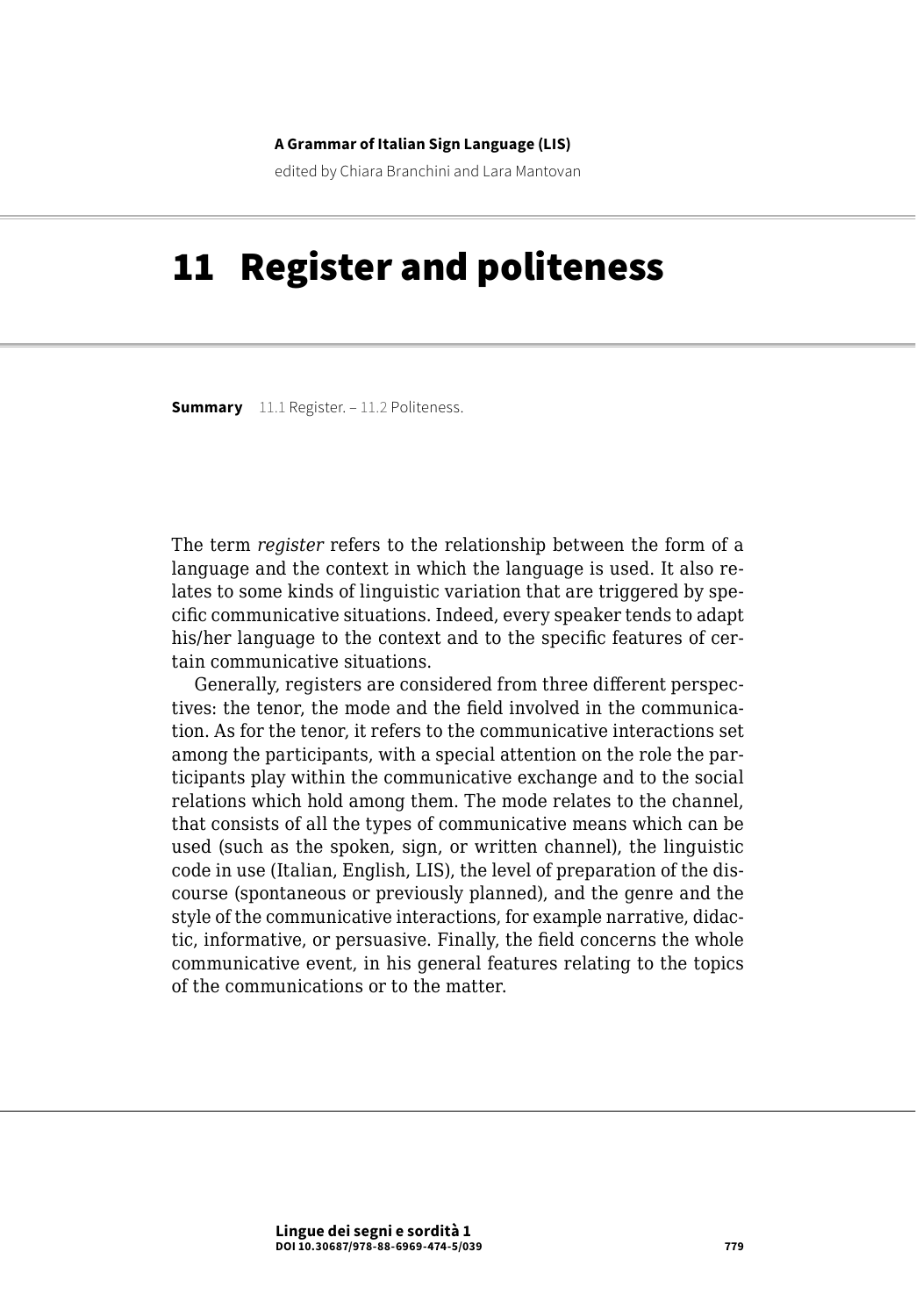**A Grammar of Italian Sign Language (LIS)**

edited by Chiara Branchini and Lara Mantovan

# 11 Register and politeness

**Summary** 11.1 Register. – 11.2 Politeness.

The term *register* refers to the relationship between the form of a language and the context in which the language is used. It also relates to some kinds of linguistic variation that are triggered by specific communicative situations. Indeed, every speaker tends to adapt his/her language to the context and to the specific features of certain communicative situations.

Generally, registers are considered from three different perspectives: the tenor, the mode and the field involved in the communication. As for the tenor, it refers to the communicative interactions set among the participants, with a special attention on the role the participants play within the communicative exchange and to the social relations which hold among them. The mode relates to the channel, that consists of all the types of communicative means which can be used (such as the spoken, sign, or written channel), the linguistic code in use (Italian, English, LIS), the level of preparation of the discourse (spontaneous or previously planned), and the genre and the style of the communicative interactions, for example narrative, didactic, informative, or persuasive. Finally, the field concerns the whole communicative event, in his general features relating to the topics of the communications or to the matter.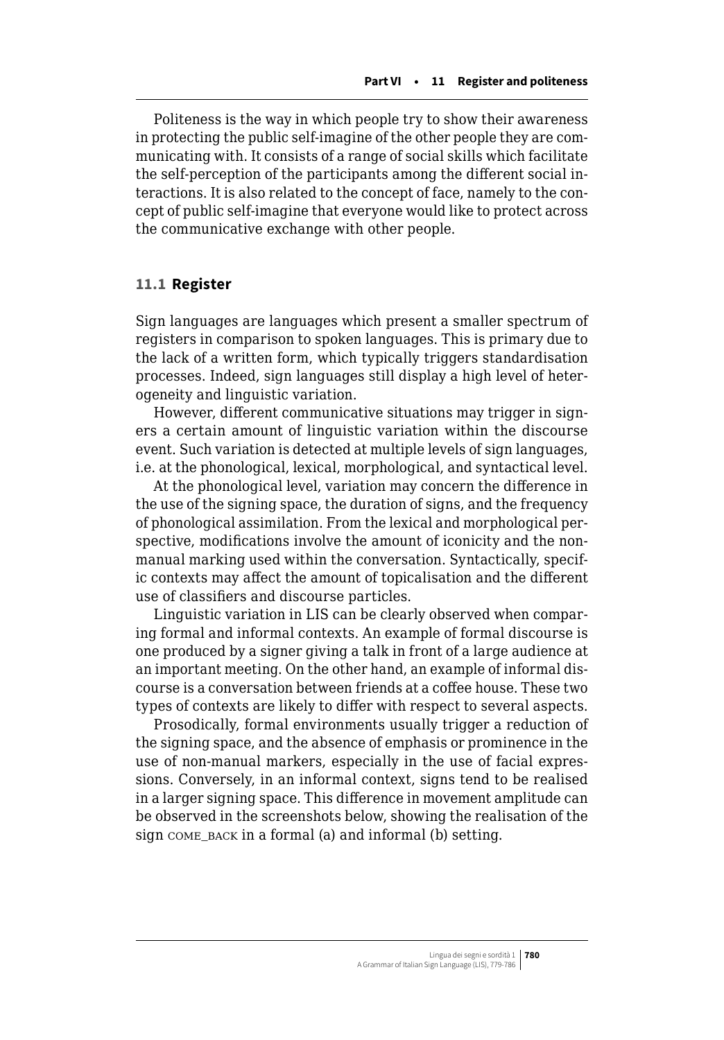Politeness is the way in which people try to show their awareness in protecting the public self-imagine of the other people they are communicating with. It consists of a range of social skills which facilitate the self-perception of the participants among the different social interactions. It is also related to the concept of face, namely to the concept of public self-imagine that everyone would like to protect across the communicative exchange with other people.

## 11.1 Register

Sign languages are languages which present a smaller spectrum of registers in comparison to spoken languages. This is primary due to the lack of a written form, which typically triggers standardisation processes. Indeed, sign languages still display a high level of heterogeneity and linguistic variation.

However, different communicative situations may trigger in signers a certain amount of linguistic variation within the discourse event. Such variation is detected at multiple levels of sign languages, i.e. at the phonological, lexical, morphological, and syntactical level.

At the phonological level, variation may concern the difference in the use of the signing space, the duration of signs, and the frequency of phonological assimilation. From the lexical and morphological perspective, modifications involve the amount of iconicity and the non-manual marking used within the conversation. Syntactically, specific contexts may affect the amount of topicalisation and the different use of classifiers and discourse particles.

Linguistic variation in LIS can be clearly observed when comparing formal and informal contexts. An example of formal discourse is one produced by a signer giving a talk in front of a large audience at an important meeting. On the other hand, an example of informal discourse is a conversation between friends at a coffee house. These two types of contexts are likely to differ with respect to several aspects.

Prosodically, formal environments usually trigger a reduction of the signing space, and the absence of emphasis or prominence in the use of non-manual markers, especially in the use of facial expressions. Conversely, in an informal context, signs tend to be realised in a larger signing space. This difference in movement amplitude can be observed in the screenshots below, showing the realisation of the sign COME_BACK in a formal (a) and informal (b) setting.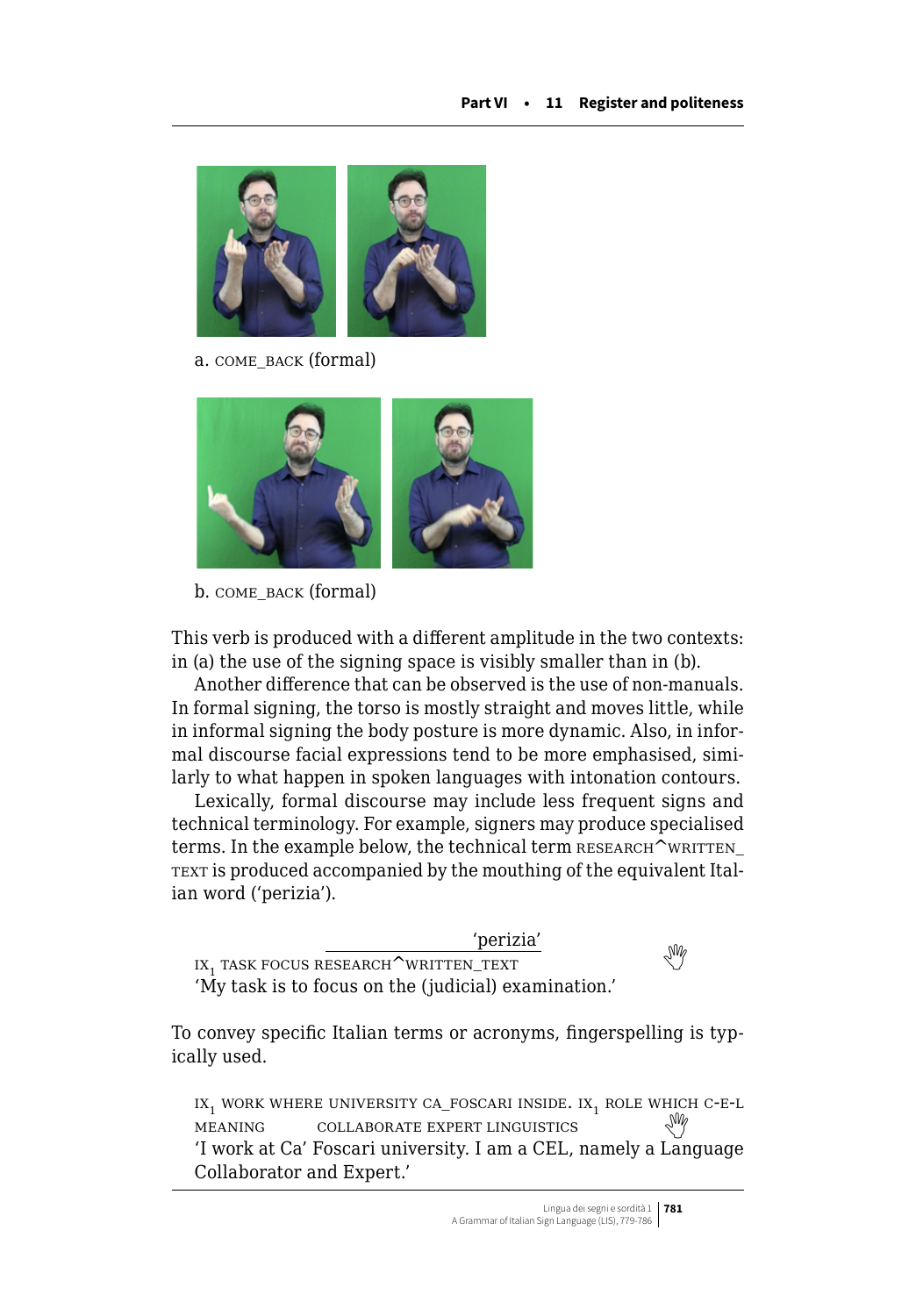a. COME_BACK (formal)

b. COME_BACK (formal)

This verb is produced with a different amplitude in the two contexts: in (a) the use of the signing space is visibly smaller than in (b).

Another difference that can be observed is the use of non-manuals. In formal signing, the torso is mostly straight and moves little, while in informal signing the body posture is more dynamic. Also, in informal discourse facial expressions tend to be more emphasised, similarly to what happen in spoken languages with intonation contours.

Lexically, formal discourse may include less frequent signs and technical terminology. For example, signers may produce specialised terms. In the example below, the technical term RESEARCH^WRITTEN_TEXT is produced accompanied by the mouthing of the equivalent Italian word ('perizia').

'perizia'
$IX_1$ TASK FOCUS RESEARCH^WRITTEN_TEXT
'My task is to focus on the (judicial) examination.'

To convey specific Italian terms or acronyms, fingerspelling is typically used.

$IX_1$ WORK WHERE UNIVERSITY CA_FOSCARI INSIDE. $IX_1$ ROLE WHICH C-E-L MEANING COLLABORATE EXPERT LINGUISTICS
'I work at Ca' Foscari university. I am a CEL, namely a Language Collaborator and Expert.'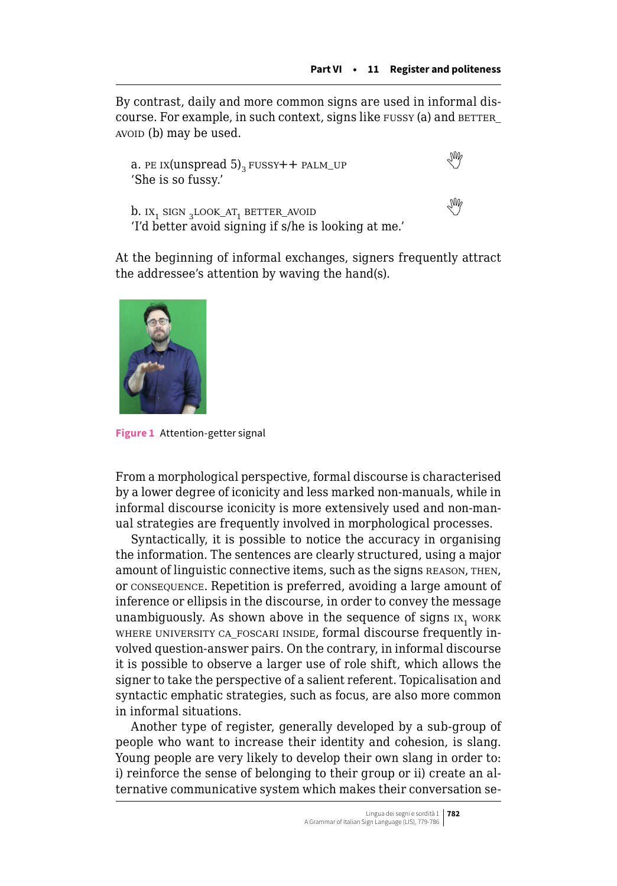By contrast, daily and more common signs are used in informal discourse. For example, in such context, signs like FUSSY (a) and BETTER_AVOID (b) may be used.

a. PE IX(unspread 5)$_3$ FUSSY++ PALM_UP
'She is so fussy.'

b. IX$_1$ SIGN $_3$LOOK_AT$_1$ BETTER_AVOID
'I'd better avoid signing if s/he is looking at me.'

At the beginning of informal exchanges, signers frequently attract the addressee's attention by waving the hand(s).

**Figure 1** Attention-getter signal

From a morphological perspective, formal discourse is characterised by a lower degree of iconicity and less marked non-manuals, while in informal discourse iconicity is more extensively used and non-manual strategies are frequently involved in morphological processes.

Syntactically, it is possible to notice the accuracy in organising the information. The sentences are clearly structured, using a major amount of linguistic connective items, such as the signs REASON, THEN, or CONSEQUENCE. Repetition is preferred, avoiding a large amount of inference or ellipsis in the discourse, in order to convey the message unambiguously. As shown above in the sequence of signs IX$_1$ WORK WHERE UNIVERSITY CA_FOSCARI INSIDE, formal discourse frequently involved question-answer pairs. On the contrary, in informal discourse it is possible to observe a larger use of role shift, which allows the signer to take the perspective of a salient referent. Topicalisation and syntactic emphatic strategies, such as focus, are also more common in informal situations.

Another type of register, generally developed by a sub-group of people who want to increase their identity and cohesion, is slang. Young people are very likely to develop their own slang in order to: i) reinforce the sense of belonging to their group or ii) create an alternative communicative system which makes their conversation se-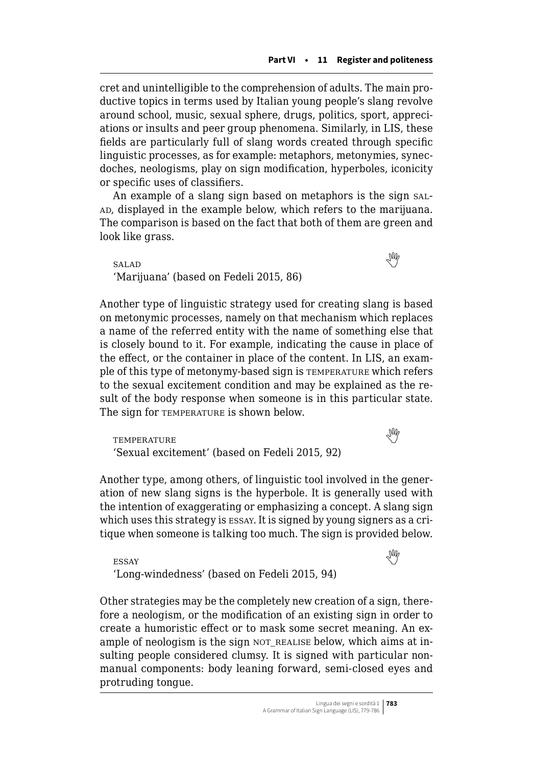cret and unintelligible to the comprehension of adults. The main productive topics in terms used by Italian young people's slang revolve around school, music, sexual sphere, drugs, politics, sport, appreciations or insults and peer group phenomena. Similarly, in LIS, these fields are particularly full of slang words created through specific linguistic processes, as for example: metaphors, metonymies, synecdoches, neologisms, play on sign modification, hyperboles, iconicity or specific uses of classifiers.

An example of a slang sign based on metaphors is the sign SALAD, displayed in the example below, which refers to the marijuana. The comparison is based on the fact that both of them are green and look like grass.

SALAD
'Marijuana' (based on Fedeli 2015, 86)

Another type of linguistic strategy used for creating slang is based on metonymic processes, namely on that mechanism which replaces a name of the referred entity with the name of something else that is closely bound to it. For example, indicating the cause in place of the effect, or the container in place of the content. In LIS, an example of this type of metonymy-based sign is TEMPERATURE which refers to the sexual excitement condition and may be explained as the result of the body response when someone is in this particular state. The sign for TEMPERATURE is shown below.

TEMPERATURE
'Sexual excitement' (based on Fedeli 2015, 92)

Another type, among others, of linguistic tool involved in the generation of new slang signs is the hyperbole. It is generally used with the intention of exaggerating or emphasizing a concept. A slang sign which uses this strategy is ESSAY. It is signed by young signers as a critique when someone is talking too much. The sign is provided below.

ESSAY
'Long-windedness' (based on Fedeli 2015, 94)

Other strategies may be the completely new creation of a sign, therefore a neologism, or the modification of an existing sign in order to create a humoristic effect or to mask some secret meaning. An example of neologism is the sign NOT_REALISE below, which aims at insulting people considered clumsy. It is signed with particular nonmanual components: body leaning forward, semi-closed eyes and protruding tongue.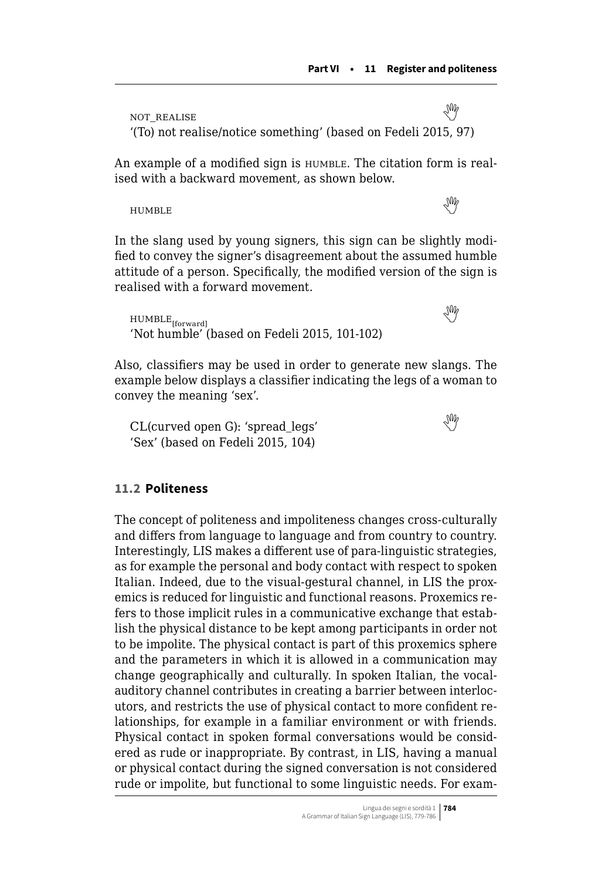NOT_REALISE

'(To) not realise/notice something' (based on Fedeli 2015, 97)

An example of a modified sign is HUMBLE. The citation form is realised with a backward movement, as shown below.

HUMBLE

In the slang used by young signers, this sign can be slightly modified to convey the signer's disagreement about the assumed humble attitude of a person. Specifically, the modified version of the sign is realised with a forward movement.

$\text{HUMBLE}_{[\text{forward}]}$

'Not humble' (based on Fedeli 2015, 101-102)

Also, classifiers may be used in order to generate new slangs. The example below displays a classifier indicating the legs of a woman to convey the meaning 'sex'.

CL(curved open G): 'spread_legs'

'Sex' (based on Fedeli 2015, 104)

## 11.2 Politeness

The concept of politeness and impoliteness changes cross-culturally and differs from language to language and from country to country. Interestingly, LIS makes a different use of para-linguistic strategies, as for example the personal and body contact with respect to spoken Italian. Indeed, due to the visual-gestural channel, in LIS the proxemics is reduced for linguistic and functional reasons. Proxemics refers to those implicit rules in a communicative exchange that establish the physical distance to be kept among participants in order not to be impolite. The physical contact is part of this proxemics sphere and the parameters in which it is allowed in a communication may change geographically and culturally. In spoken Italian, the vocal-auditory channel contributes in creating a barrier between interlocutors, and restricts the use of physical contact to more confident relationships, for example in a familiar environment or with friends. Physical contact in spoken formal conversations would be considered as rude or inappropriate. By contrast, in LIS, having a manual or physical contact during the signed conversation is not considered rude or impolite, but functional to some linguistic needs. For exam-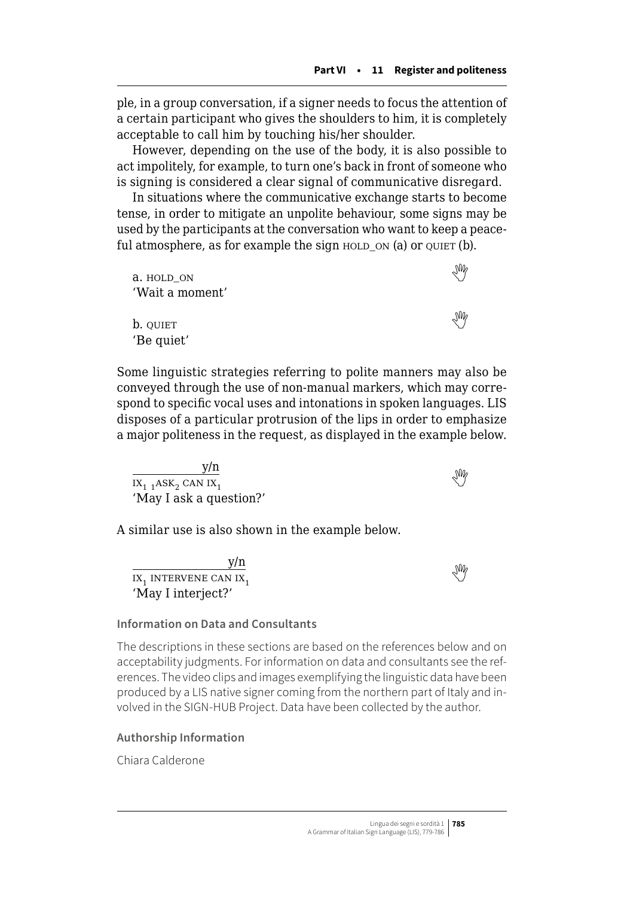ple, in a group conversation, if a signer needs to focus the attention of a certain participant who gives the shoulders to him, it is completely acceptable to call him by touching his/her shoulder.

However, depending on the use of the body, it is also possible to act impolitely, for example, to turn one's back in front of someone who is signing is considered a clear signal of communicative disregard.

In situations where the communicative exchange starts to become tense, in order to mitigate an unpolite behaviour, some signs may be used by the participants at the conversation who want to keep a peaceful atmosphere, as for example the sign HOLD_ON (a) or QUIET (b).

a. HOLD_ON
'Wait a moment'

b. QUIET
'Be quiet'

Some linguistic strategies referring to polite manners may also be conveyed through the use of non-manual markers, which may correspond to specific vocal uses and intonations in spoken languages. LIS disposes of a particular protrusion of the lips in order to emphasize a major politeness in the request, as displayed in the example below.

$\overline{\text{IX}_1\ {}_1\text{ASK}_2\ \text{CAN IX}_1}^{\text{y/n}}$
'May I ask a question?'

A similar use is also shown in the example below.

$\overline{\text{IX}_1\ \text{INTERVENE CAN IX}_1}^{\text{y/n}}$
'May I interject?'

**Information on Data and Consultants**

The descriptions in these sections are based on the references below and on acceptability judgments. For information on data and consultants see the references. The video clips and images exemplifying the linguistic data have been produced by a LIS native signer coming from the northern part of Italy and involved in the SIGN-HUB Project. Data have been collected by the author.

**Authorship Information**

Chiara Calderone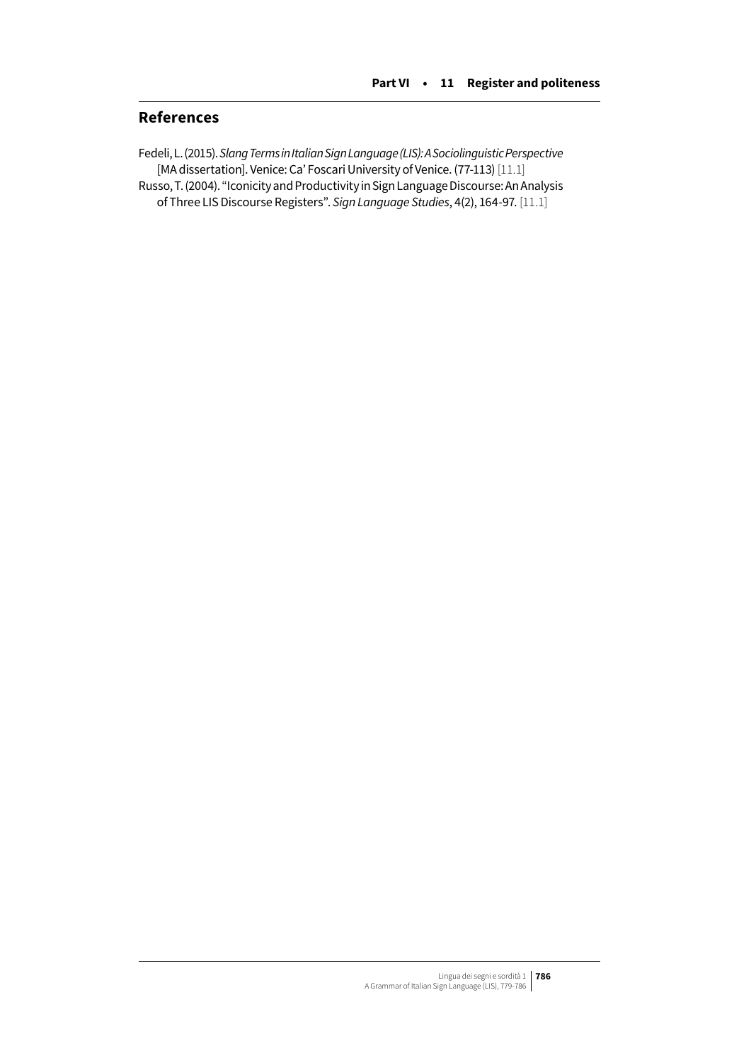## References

Fedeli, L. (2015). *Slang Terms in Italian Sign Language (LIS): A Sociolinguistic Perspective* [MA dissertation]. Venice: Ca' Foscari University of Venice. (77-113) [11.1]

Russo, T. (2004). "Iconicity and Productivity in Sign Language Discourse: An Analysis of Three LIS Discourse Registers". *Sign Language Studies*, 4(2), 164-97. [11.1]